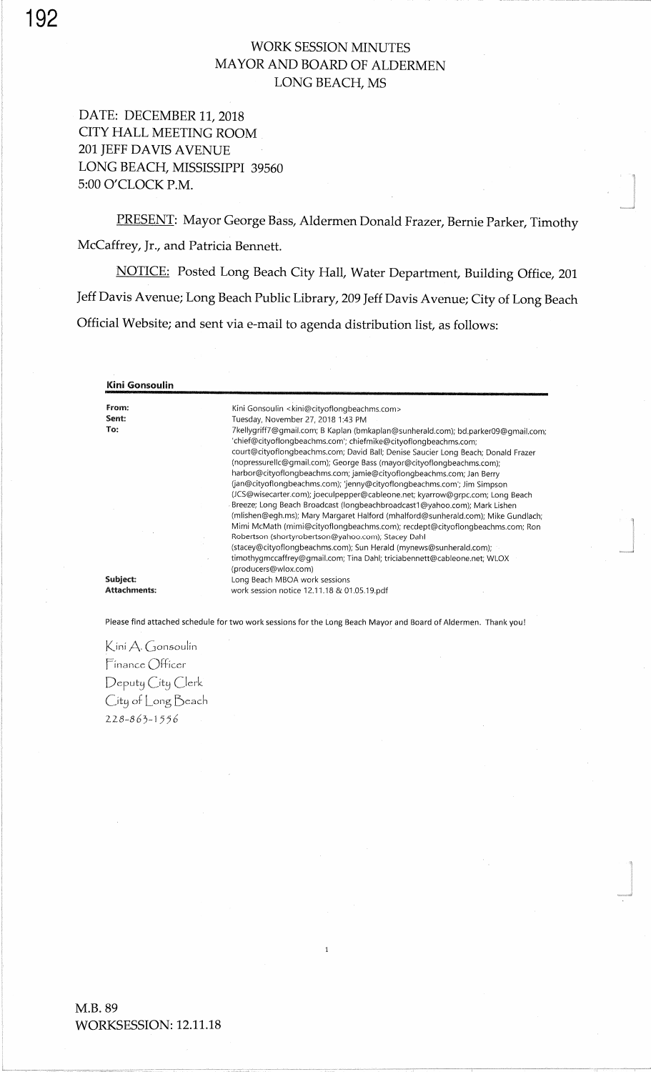# WORK SESSION MINUTES
# MAYOR AND BOARD OF ALDERMEN
# LONG BEACH, MS

DATE: DECEMBER 11, 2018
CITY HALL MEETING ROOM
201 JEFF DAVIS AVENUE
LONG BEACH, MISSISSIPPI 39560
5:00 O'CLOCK P.M.

PRESENT: Mayor George Bass, Aldermen Donald Frazer, Bernie Parker, Timothy McCaffrey, Jr., and Patricia Bennett.

NOTICE: Posted Long Beach City Hall, Water Department, Building Office, 201 Jeff Davis Avenue; Long Beach Public Library, 209 Jeff Davis Avenue; City of Long Beach Official Website; and sent via e-mail to agenda distribution list, as follows:

**Kini Gonsoulin**

| | |
|---|---|
| **From:** | Kini Gonsoulin <kini@cityoflongbeachms.com> |
| **Sent:** | Tuesday, November 27, 2018 1:43 PM |
| **To:** | 7kellygriff7@gmail.com; B Kaplan (bmkaplan@sunherald.com); bd.parker09@gmail.com; 'chief@cityoflongbeachms.com'; chiefmike@cityoflongbeachms.com; court@cityoflongbeachms.com; David Ball; Denise Saucier Long Beach; Donald Frazer (nopressurellc@gmail.com); George Bass (mayor@cityoflongbeachms.com); harbor@cityoflongbeachms.com; jamie@cityoflongbeachms.com; Jan Berry (jan@cityoflongbeachms.com); 'jenny@cityoflongbeachms.com'; Jim Simpson (JCS@wisecarter.com); joeculpepper@cableone.net; kyarrow@grpc.com; Long Beach Breeze; Long Beach Broadcast (longbeachbroadcast1@yahoo.com); Mark Lishen (mlishen@egh.ms); Mary Margaret Halford (mhalford@sunherald.com); Mike Gundlach; Mimi McMath (mimi@cityoflongbeachms.com); recdept@cityoflongbeachms.com; Ron Robertson (shortyrobertson@yahoo.com); Stacey Dahl (stacey@cityoflongbeachms.com); Sun Herald (mynews@sunherald.com); timothygmccaffrey@gmail.com; Tina Dahl; triciabennett@cableone.net; WLOX (producers@wlox.com) |
| **Subject:** | Long Beach MBOA work sessions |
| **Attachments:** | work session notice 12.11.18 & 01.05.19.pdf |

Please find attached schedule for two work sessions for the Long Beach Mayor and Board of Aldermen. Thank you!

Kini A. Gonsoulin
Finance Officer
Deputy City Clerk
City of Long Beach
228-863-1556

M.B. 89
WORKSESSION: 12.11.18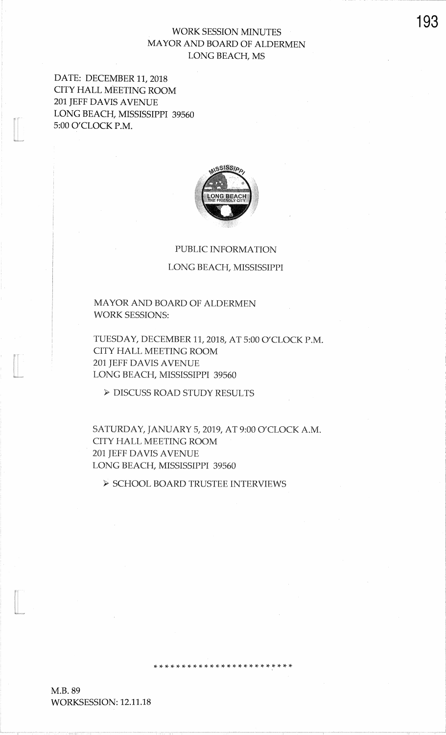# WORK SESSION MINUTES
## MAYOR AND BOARD OF ALDERMEN
## LONG BEACH, MS

DATE: DECEMBER 11, 2018
CITY HALL MEETING ROOM
201 JEFF DAVIS AVENUE
LONG BEACH, MISSISSIPPI 39560
5:00 O'CLOCK P.M.

PUBLIC INFORMATION

LONG BEACH, MISSISSIPPI

MAYOR AND BOARD OF ALDERMEN
WORK SESSIONS:

TUESDAY, DECEMBER 11, 2018, AT 5:00 O'CLOCK P.M.
CITY HALL MEETING ROOM
201 JEFF DAVIS AVENUE
LONG BEACH, MISSISSIPPI 39560

- DISCUSS ROAD STUDY RESULTS

SATURDAY, JANUARY 5, 2019, AT 9:00 O'CLOCK A.M.
CITY HALL MEETING ROOM
201 JEFF DAVIS AVENUE
LONG BEACH, MISSISSIPPI 39560

- SCHOOL BOARD TRUSTEE INTERVIEWS

* * * * * * * * * * * * * * * * * * * * * * * *

M.B. 89
WORKSESSION: 12.11.18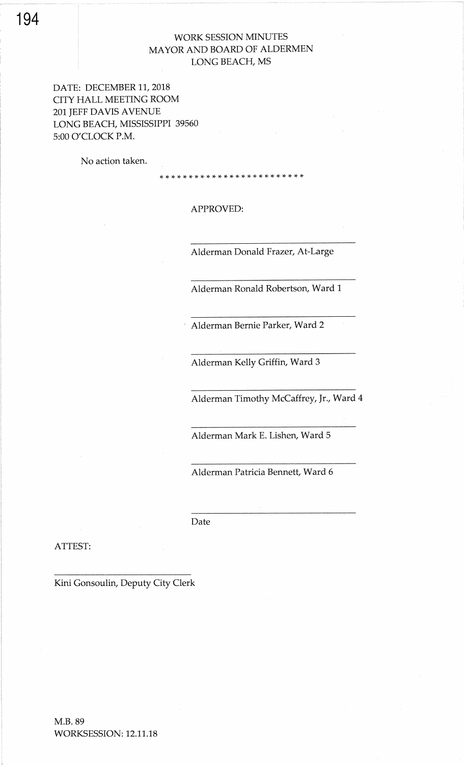# WORK SESSION MINUTES
## MAYOR AND BOARD OF ALDERMEN
## LONG BEACH, MS

DATE: DECEMBER 11, 2018
CITY HALL MEETING ROOM
201 JEFF DAVIS AVENUE
LONG BEACH, MISSISSIPPI 39560
5:00 O'CLOCK P.M.

No action taken.

* * * * * * * * * * * * * * * * * * * * * * * * *

APPROVED:

_________________________________
Alderman Donald Frazer, At-Large

_________________________________
Alderman Ronald Robertson, Ward 1

_________________________________
Alderman Bernie Parker, Ward 2

_________________________________
Alderman Kelly Griffin, Ward 3

_________________________________
Alderman Timothy McCaffrey, Jr., Ward 4

_________________________________
Alderman Mark E. Lishen, Ward 5

_________________________________
Alderman Patricia Bennett, Ward 6

_________________________________
Date

ATTEST:

_________________________________
Kini Gonsoulin, Deputy City Clerk

M.B. 89
WORKSESSION: 12.11.18